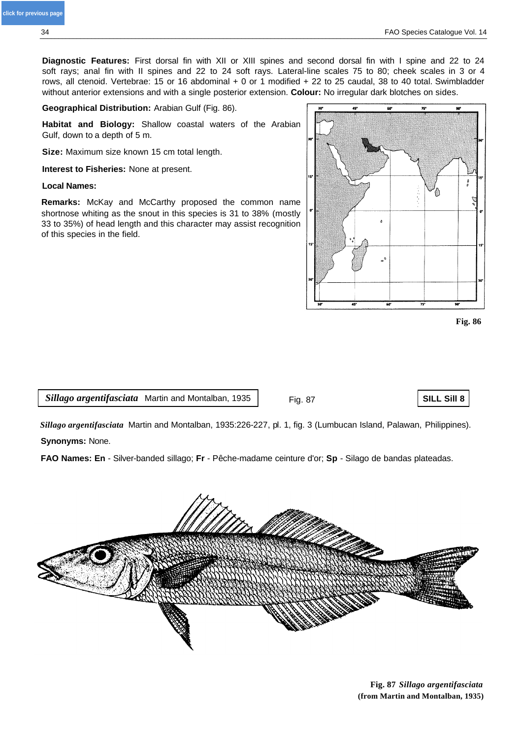**Diagnostic Features:** First dorsal fin with XII or XIII spines and second dorsal fin with I spine and 22 to 24 soft rays; anal fin with II spines and 22 to 24 soft rays. Lateral-line scales 75 to 80; cheek scales in 3 or 4 rows, all ctenoid. Vertebrae: 15 or 16 abdominal + 0 or 1 modified + 22 to 25 caudal, 38 to 40 total. Swimbladder without anterior extensions and with a single posterior extension. **Colour:** No irregular dark blotches on sides.

**Geographical Distribution:** Arabian Gulf (Fig. 86).

**Habitat and Biology:** Shallow coastal waters of the Arabian Gulf, down to a depth of 5 m.

**Size:** Maximum size known 15 cm total length.

**Interest to Fisheries:** None at present.

**Local Names:**

**Remarks:** McKay and McCarthy proposed the common name shortnose whiting as the snout in this species is 31 to 38% (mostly 33 to 35%) of head length and this character may assist recognition of this species in the field.

Fig. 86

***Sillago argentifasciata*** Martin and Montalban, 1935 — Fig. 87 — **SILL Sill 8**

***Sillago argentifasciata*** Martin and Montalban, 1935:226-227, pl. 1, fig. 3 (Lumbucan Island, Palawan, Philippines).

**Synonyms:** None.

**FAO Names: En** - Silver-banded sillago; **Fr** - Pêche-madame ceinture d'or; **Sp** - Silago de bandas plateadas.

**Fig. 87** ***Sillago argentifasciata*** **(from Martin and Montalban, 1935)**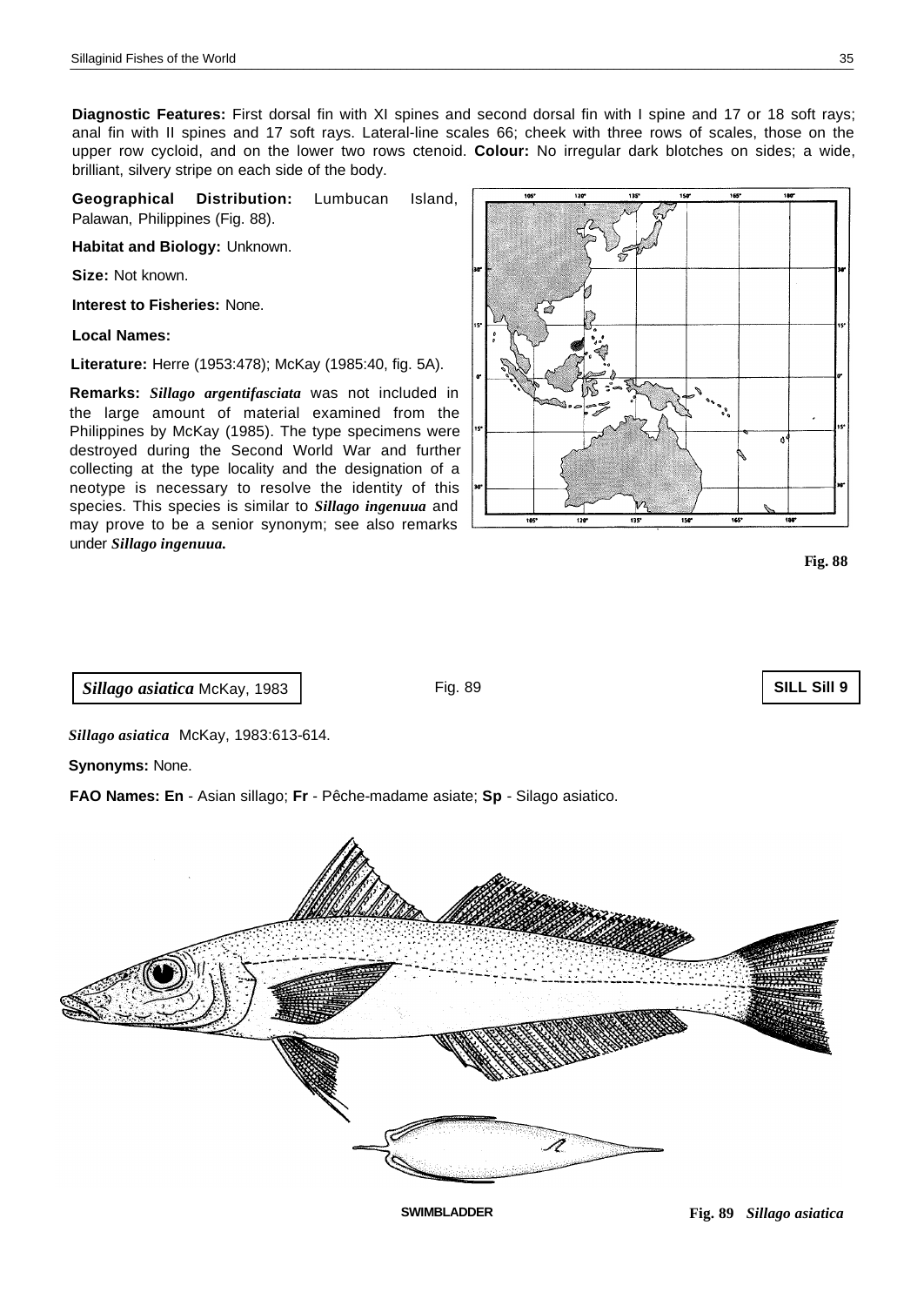**Diagnostic Features:** First dorsal fin with XI spines and second dorsal fin with I spine and 17 or 18 soft rays; anal fin with II spines and 17 soft rays. Lateral-line scales 66; cheek with three rows of scales, those on the upper row cycloid, and on the lower two rows ctenoid. **Colour:** No irregular dark blotches on sides; a wide, brilliant, silvery stripe on each side of the body.

**Geographical Distribution:** Lumbucan Island, Palawan, Philippines (Fig. 88).

**Habitat and Biology:** Unknown.

**Size:** Not known.

**Interest to Fisheries:** None.

**Local Names:**

**Literature:** Herre (1953:478); McKay (1985:40, fig. 5A).

**Remarks:** ***Sillago argentifasciata*** was not included in the large amount of material examined from the Philippines by McKay (1985). The type specimens were destroyed during the Second World War and further collecting at the type locality and the designation of a neotype is necessary to resolve the identity of this species. This species is similar to ***Sillago ingenuua*** and may prove to be a senior synonym; see also remarks under ***Sillago ingenuua.***

**Fig. 88**

***Sillago asiatica*** McKay, 1983 — Fig. 89 — **SILL Sill 9**

***Sillago asiatica*** McKay, 1983:613-614.

**Synonyms:** None.

**FAO Names: En** - Asian sillago; **Fr** - Pêche-madame asiate; **Sp** - Silago asiatico.

SWIMBLADDER

**Fig. 89** ***Sillago asiatica***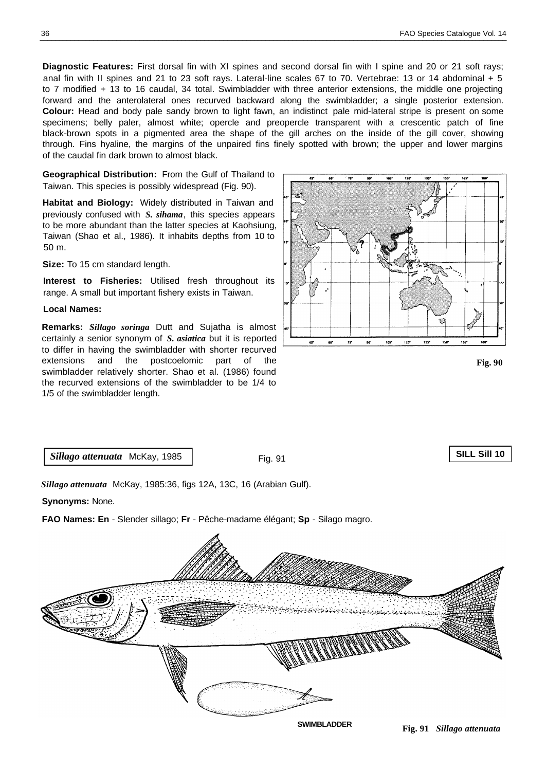**Diagnostic Features:** First dorsal fin with XI spines and second dorsal fin with I spine and 20 or 21 soft rays; anal fin with II spines and 21 to 23 soft rays. Lateral-line scales 67 to 70. Vertebrae: 13 or 14 abdominal + 5 to 7 modified + 13 to 16 caudal, 34 total. Swimbladder with three anterior extensions, the middle one projecting forward and the anterolateral ones recurved backward along the swimbladder; a single posterior extension. **Colour:** Head and body pale sandy brown to light fawn, an indistinct pale mid-lateral stripe is present on some specimens; belly paler, almost white; opercle and preopercle transparent with a crescentic patch of fine black-brown spots in a pigmented area the shape of the gill arches on the inside of the gill cover, showing through. Fins hyaline, the margins of the unpaired fins finely spotted with brown; the upper and lower margins of the caudal fin dark brown to almost black.

**Geographical Distribution:** From the Gulf of Thailand to Taiwan. This species is possibly widespread (Fig. 90).

**Habitat and Biology:** Widely distributed in Taiwan and previously confused with *S. sihama*, this species appears to be more abundant than the latter species at Kaohsiung, Taiwan (Shao et al., 1986). It inhabits depths from 10 to 50 m.

**Size:** To 15 cm standard length.

**Interest to Fisheries:** Utilised fresh throughout its range. A small but important fishery exists in Taiwan.

**Local Names:**

**Remarks:** *Sillago soringa* Dutt and Sujatha is almost certainly a senior synonym of *S. asiatica* but it is reported to differ in having the swimbladder with shorter recurved extensions and the postcoelomic part of the swimbladder relatively shorter. Shao et al. (1986) found the recurved extensions of the swimbladder to be 1/4 to 1/5 of the swimbladder length.

Fig. 90

## *Sillago attenuata* McKay, 1985

Fig. 91

**SILL Sill 10**

*Sillago attenuata* McKay, 1985:36, figs 12A, 13C, 16 (Arabian Gulf).

**Synonyms:** None.

**FAO Names: En** - Slender sillago; **Fr** - Pêche-madame élégant; **Sp** - Silago magro.

SWIMBLADDER

**Fig. 91** *Sillago attenuata*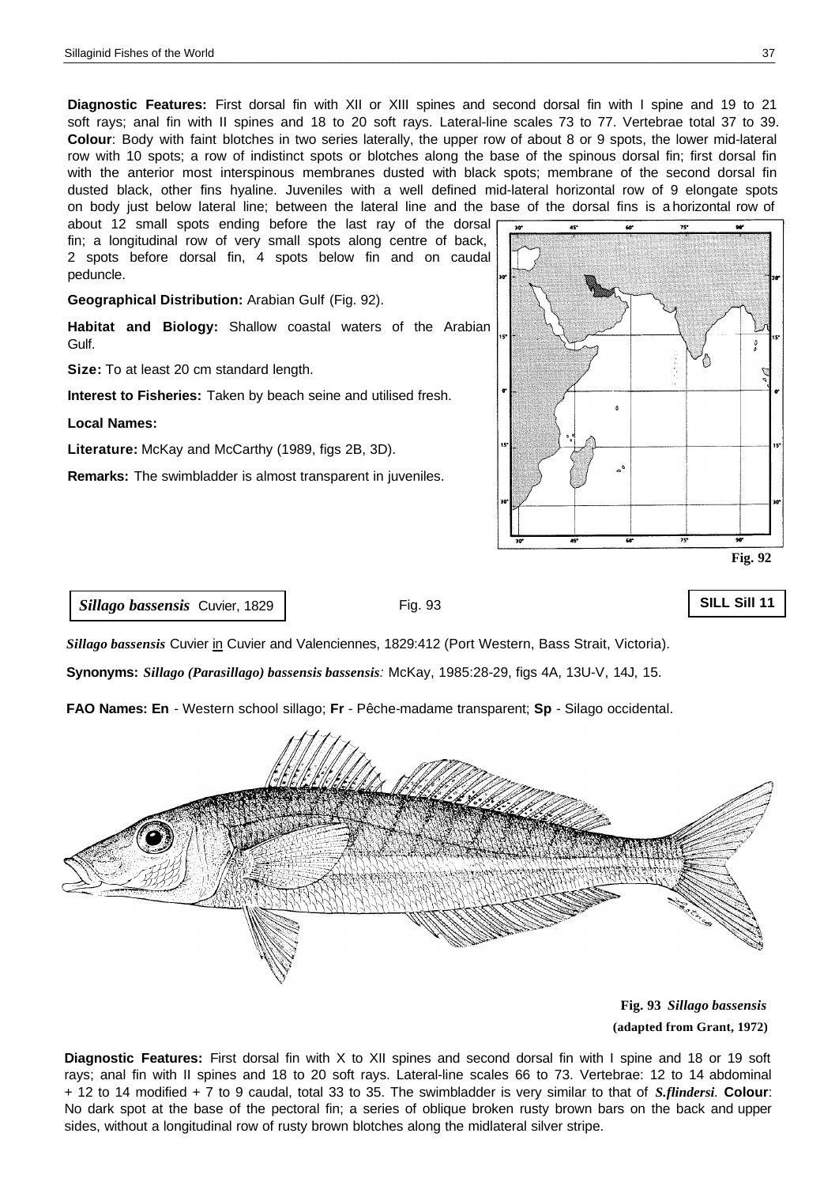**Diagnostic Features:** First dorsal fin with XII or XIII spines and second dorsal fin with I spine and 19 to 21 soft rays; anal fin with II spines and 18 to 20 soft rays. Lateral-line scales 73 to 77. Vertebrae total 37 to 39. **Colour**: Body with faint blotches in two series laterally, the upper row of about 8 or 9 spots, the lower mid-lateral row with 10 spots; a row of indistinct spots or blotches along the base of the spinous dorsal fin; first dorsal fin with the anterior most interspinous membranes dusted with black spots; membrane of the second dorsal fin dusted black, other fins hyaline. Juveniles with a well defined mid-lateral horizontal row of 9 elongate spots on body just below lateral line; between the lateral line and the base of the dorsal fins is a horizontal row of about 12 small spots ending before the last ray of the dorsal fin; a longitudinal row of very small spots along centre of back, 2 spots before dorsal fin, 4 spots below fin and on caudal peduncle.

**Geographical Distribution:** Arabian Gulf (Fig. 92).

**Habitat and Biology:** Shallow coastal waters of the Arabian Gulf.

**Size:** To at least 20 cm standard length.

**Interest to Fisheries:** Taken by beach seine and utilised fresh.

**Local Names:**

**Literature:** McKay and McCarthy (1989, figs 2B, 3D).

**Remarks:** The swimbladder is almost transparent in juveniles.

**Fig. 92**

***Sillago bassensis*** Cuvier, 1829 — Fig. 93 — **SILL Sill 11**

***Sillago bassensis*** Cuvier in Cuvier and Valenciennes, 1829:412 (Port Western, Bass Strait, Victoria).

**Synonyms:** ***Sillago (Parasillago) bassensis bassensis****:* McKay, 1985:28-29, figs 4A, 13U-V, 14J, 15.

**FAO Names: En** - Western school sillago; **Fr** - Pêche-madame transparent; **Sp** - Silago occidental.

**Fig. 93** ***Sillago bassensis***
**(adapted from Grant, 1972)**

**Diagnostic Features:** First dorsal fin with X to XII spines and second dorsal fin with I spine and 18 or 19 soft rays; anal fin with II spines and 18 to 20 soft rays. Lateral-line scales 66 to 73. Vertebrae: 12 to 14 abdominal + 12 to 14 modified + 7 to 9 caudal, total 33 to 35. The swimbladder is very similar to that of ***S.flindersi***. **Colour**: No dark spot at the base of the pectoral fin; a series of oblique broken rusty brown bars on the back and upper sides, without a longitudinal row of rusty brown blotches along the midlateral silver stripe.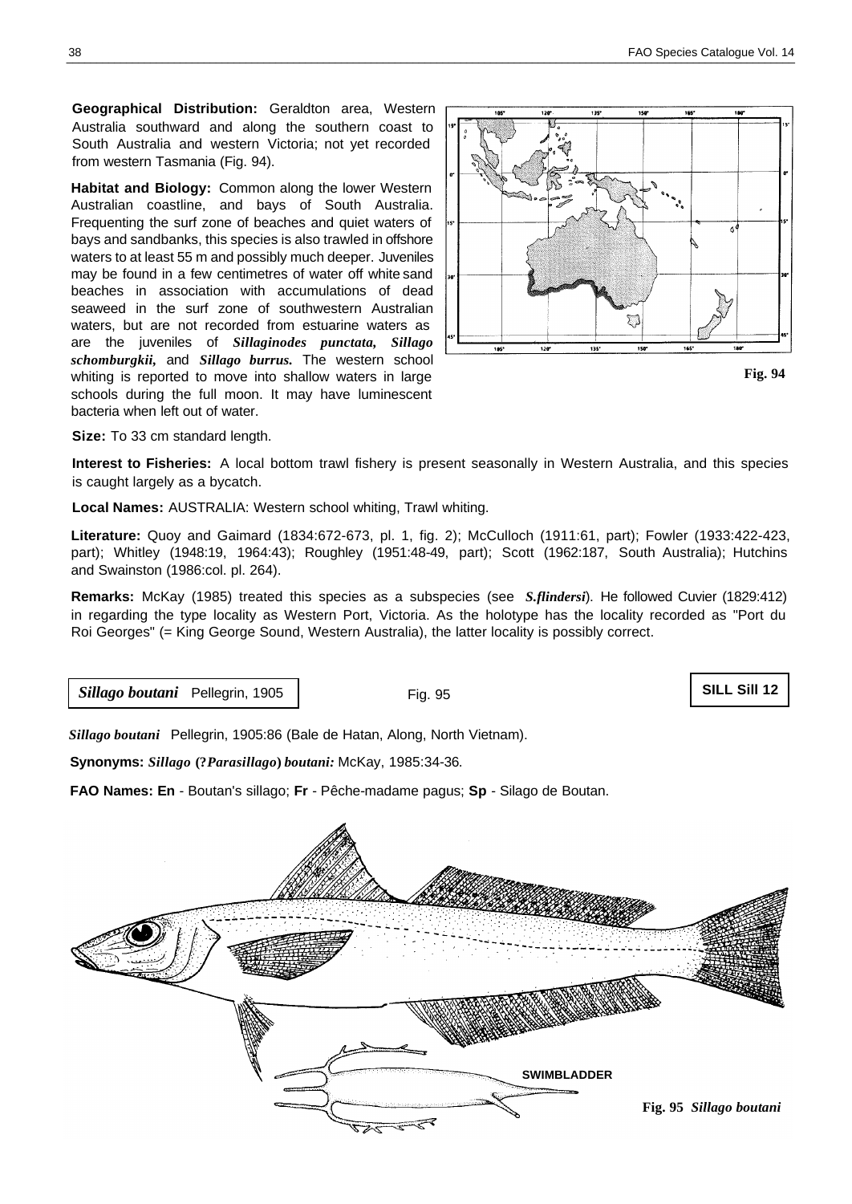**Geographical Distribution:** Geraldton area, Western Australia southward and along the southern coast to South Australia and western Victoria; not yet recorded from western Tasmania (Fig. 94).

**Habitat and Biology:** Common along the lower Western Australian coastline, and bays of South Australia. Frequenting the surf zone of beaches and quiet waters of bays and sandbanks, this species is also trawled in offshore waters to at least 55 m and possibly much deeper. Juveniles may be found in a few centimetres of water off white sand beaches in association with accumulations of dead seaweed in the surf zone of southwestern Australian waters, but are not recorded from estuarine waters as are the juveniles of ***Sillaginodes punctata, Sillago schomburgkii,*** and ***Sillago burrus.*** The western school whiting is reported to move into shallow waters in large schools during the full moon. It may have luminescent bacteria when left out of water.

Fig. 94

**Size:** To 33 cm standard length.

**Interest to Fisheries:** A local bottom trawl fishery is present seasonally in Western Australia, and this species is caught largely as a bycatch.

**Local Names:** AUSTRALIA: Western school whiting, Trawl whiting.

**Literature:** Quoy and Gaimard (1834:672-673, pl. 1, fig. 2); McCulloch (1911:61, part); Fowler (1933:422-423, part); Whitley (1948:19, 1964:43); Roughley (1951:48-49, part); Scott (1962:187, South Australia); Hutchins and Swainston (1986:col. pl. 264).

**Remarks:** McKay (1985) treated this species as a subspecies (see ***S.flindersi***). He followed Cuvier (1829:412) in regarding the type locality as Western Port, Victoria. As the holotype has the locality recorded as "Port du Roi Georges" (= King George Sound, Western Australia), the latter locality is possibly correct.

***Sillago boutani*** Pellegrin, 1905 — Fig. 95 — **SILL Sill 12**

***Sillago boutani*** Pellegrin, 1905:86 (Bale de Hatan, Along, North Vietnam).

**Synonyms:** ***Sillago (?Parasillago) boutani:*** McKay, 1985:34-36.

**FAO Names: En** - Boutan's sillago; **Fr** - Pêche-madame pagus; **Sp** - Silago de Boutan.

SWIMBLADDER

**Fig. 95** ***Sillago boutani***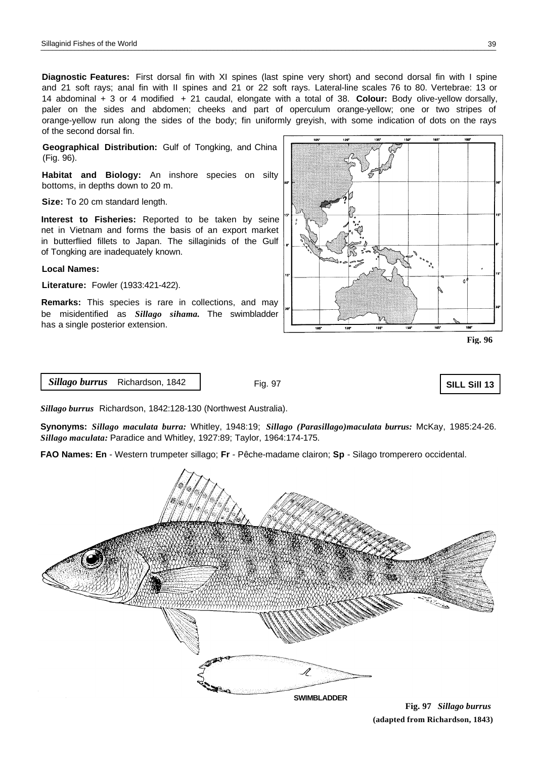**Diagnostic Features:** First dorsal fin with XI spines (last spine very short) and second dorsal fin with I spine and 21 soft rays; anal fin with II spines and 21 or 22 soft rays. Lateral-line scales 76 to 80. Vertebrae: 13 or 14 abdominal + 3 or 4 modified + 21 caudal, elongate with a total of 38. **Colour:** Body olive-yellow dorsally, paler on the sides and abdomen; cheeks and part of operculum orange-yellow; one or two stripes of orange-yellow run along the sides of the body; fin uniformly greyish, with some indication of dots on the rays of the second dorsal fin.

**Geographical Distribution:** Gulf of Tongking, and China (Fig. 96).

**Habitat and Biology:** An inshore species on silty bottoms, in depths down to 20 m.

**Size:** To 20 cm standard length.

**Interest to Fisheries:** Reported to be taken by seine net in Vietnam and forms the basis of an export market in butterflied fillets to Japan. The sillaginids of the Gulf of Tongking are inadequately known.

**Local Names:**

**Literature:** Fowler (1933:421-422).

**Remarks:** This species is rare in collections, and may be misidentified as ***Sillago sihama.*** The swimbladder has a single posterior extension.

**Fig. 96**

***Sillago burrus*** Richardson, 1842 — Fig. 97 — **SILL Sill 13**

***Sillago burrus*** Richardson, 1842:128-130 (Northwest Australia).

**Synonyms:** ***Sillago maculata burra:*** Whitley, 1948:19; ***Sillago (Parasillago)maculata burrus:*** McKay, 1985:24-26. ***Sillago maculata:*** Paradice and Whitley, 1927:89; Taylor, 1964:174-175.

**FAO Names: En** - Western trumpeter sillago; **Fr** - Pêche-madame clairon; **Sp** - Silago tromperero occidental.

SWIMBLADDER

**Fig. 97** ***Sillago burrus***
**(adapted from Richardson, 1843)**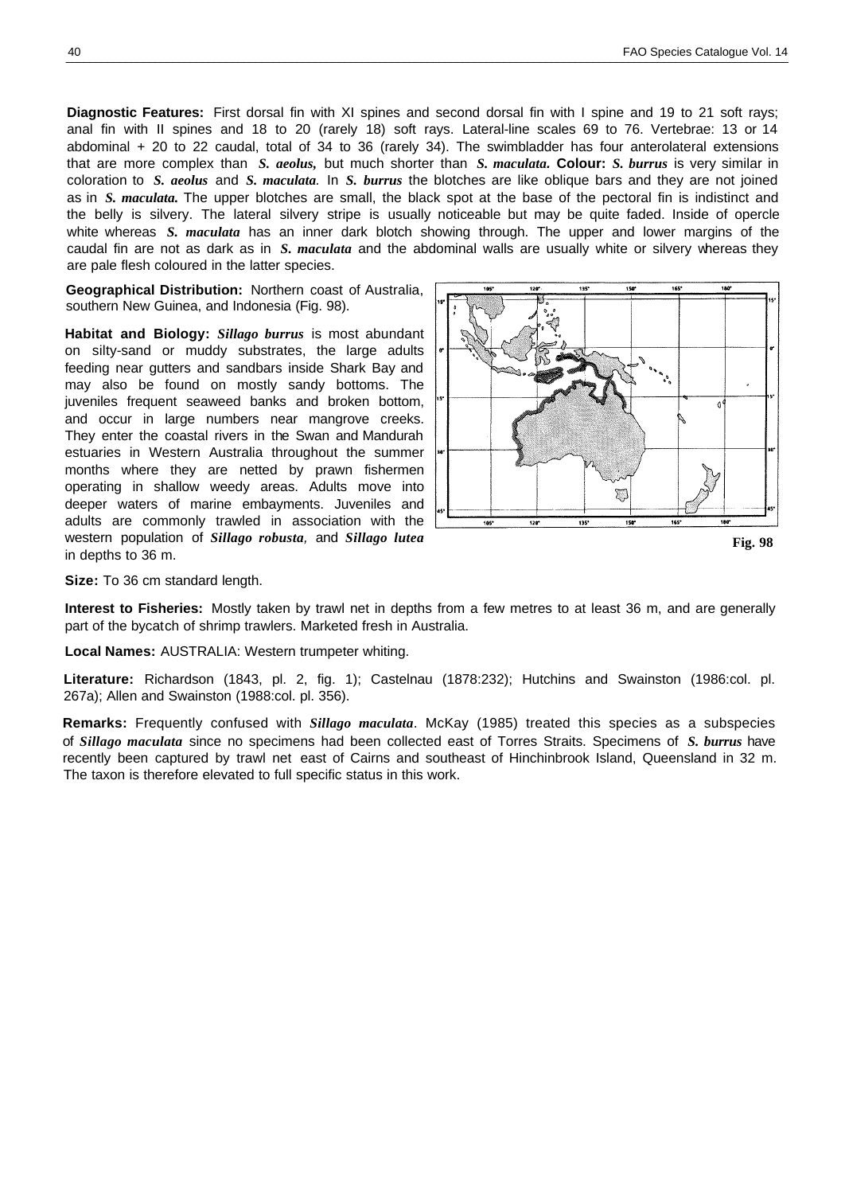**Diagnostic Features:** First dorsal fin with XI spines and second dorsal fin with I spine and 19 to 21 soft rays; anal fin with II spines and 18 to 20 (rarely 18) soft rays. Lateral-line scales 69 to 76. Vertebrae: 13 or 14 abdominal + 20 to 22 caudal, total of 34 to 36 (rarely 34). The swimbladder has four anterolateral extensions that are more complex than ***S. aeolus,*** but much shorter than ***S. maculata.*** **Colour:** ***S. burrus*** is very similar in coloration to ***S. aeolus*** and ***S. maculata.*** In ***S. burrus*** the blotches are like oblique bars and they are not joined as in ***S. maculata.*** The upper blotches are small, the black spot at the base of the pectoral fin is indistinct and the belly is silvery. The lateral silvery stripe is usually noticeable but may be quite faded. Inside of opercle white whereas ***S. maculata*** has an inner dark blotch showing through. The upper and lower margins of the caudal fin are not as dark as in ***S. maculata*** and the abdominal walls are usually white or silvery whereas they are pale flesh coloured in the latter species.

**Geographical Distribution:** Northern coast of Australia, southern New Guinea, and Indonesia (Fig. 98).

**Habitat and Biology:** ***Sillago burrus*** is most abundant on silty-sand or muddy substrates, the large adults feeding near gutters and sandbars inside Shark Bay and may also be found on mostly sandy bottoms. The juveniles frequent seaweed banks and broken bottom, and occur in large numbers near mangrove creeks. They enter the coastal rivers in the Swan and Mandurah estuaries in Western Australia throughout the summer months where they are netted by prawn fishermen operating in shallow weedy areas. Adults move into deeper waters of marine embayments. Juveniles and adults are commonly trawled in association with the western population of ***Sillago robusta,*** and ***Sillago lutea*** in depths to 36 m.

**Fig. 98**

**Size:** To 36 cm standard length.

**Interest to Fisheries:** Mostly taken by trawl net in depths from a few metres to at least 36 m, and are generally part of the bycatch of shrimp trawlers. Marketed fresh in Australia.

**Local Names:** AUSTRALIA: Western trumpeter whiting.

**Literature:** Richardson (1843, pl. 2, fig. 1); Castelnau (1878:232); Hutchins and Swainston (1986:col. pl. 267a); Allen and Swainston (1988:col. pl. 356).

**Remarks:** Frequently confused with ***Sillago maculata***. McKay (1985) treated this species as a subspecies of ***Sillago maculata*** since no specimens had been collected east of Torres Straits. Specimens of ***S. burrus*** have recently been captured by trawl net east of Cairns and southeast of Hinchinbrook Island, Queensland in 32 m. The taxon is therefore elevated to full specific status in this work.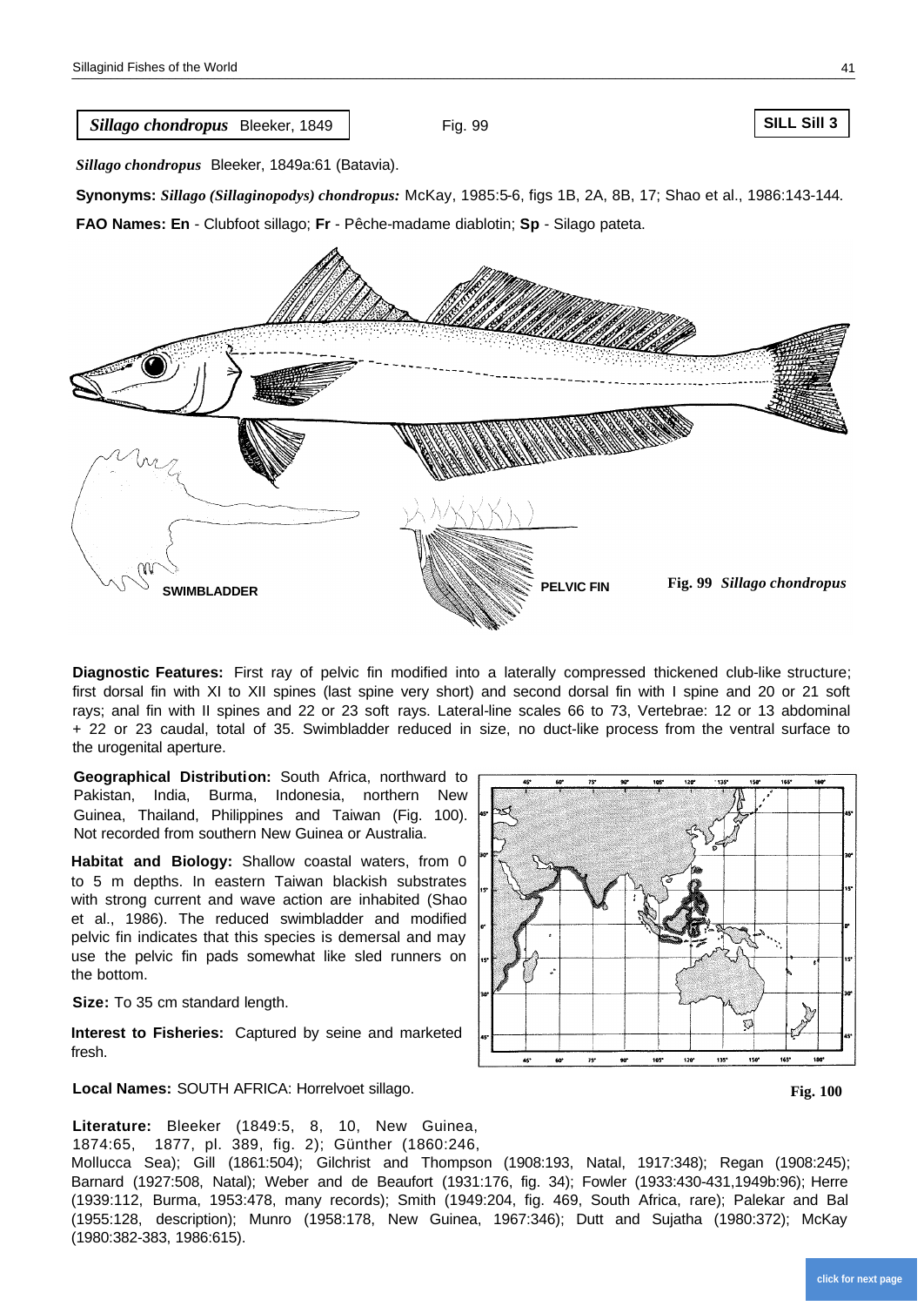**Sillago chondropus** Bleeker, 1849 | Fig. 99 | **SILL Sill 3**

***Sillago chondropus*** Bleeker, 1849a:61 (Batavia).

**Synonyms:** ***Sillago (Sillaginopodys) chondropus:*** McKay, 1985:5-6, figs 1B, 2A, 8B, 17; Shao et al., 1986:143-144.

**FAO Names: En** - Clubfoot sillago; **Fr** - Pêche-madame diablotin; **Sp** - Silago pateta.

SWIMBLADDER

PELVIC FIN

**Fig. 99** ***Sillago chondropus***

**Diagnostic Features:** First ray of pelvic fin modified into a laterally compressed thickened club-like structure; first dorsal fin with XI to XII spines (last spine very short) and second dorsal fin with I spine and 20 or 21 soft rays; anal fin with II spines and 22 or 23 soft rays. Lateral-line scales 66 to 73, Vertebrae: 12 or 13 abdominal + 22 or 23 caudal, total of 35. Swimbladder reduced in size, no duct-like process from the ventral surface to the urogenital aperture.

**Geographical Distribution:** South Africa, northward to Pakistan, India, Burma, Indonesia, northern New Guinea, Thailand, Philippines and Taiwan (Fig. 100). Not recorded from southern New Guinea or Australia.

**Habitat and Biology:** Shallow coastal waters, from 0 to 5 m depths. In eastern Taiwan blackish substrates with strong current and wave action are inhabited (Shao et al., 1986). The reduced swimbladder and modified pelvic fin indicates that this species is demersal and may use the pelvic fin pads somewhat like sled runners on the bottom.

**Size:** To 35 cm standard length.

**Interest to Fisheries:** Captured by seine and marketed fresh.

**Fig. 100**

**Local Names:** SOUTH AFRICA: Horrelvoet sillago.

**Literature:** Bleeker (1849:5, 8, 10, New Guinea, 1874:65, 1877, pl. 389, fig. 2); Günther (1860:246, Mollucca Sea); Gill (1861:504); Gilchrist and Thompson (1908:193, Natal, 1917:348); Regan (1908:245); Barnard (1927:508, Natal); Weber and de Beaufort (1931:176, fig. 34); Fowler (1933:430-431,1949b:96); Herre (1939:112, Burma, 1953:478, many records); Smith (1949:204, fig. 469, South Africa, rare); Palekar and Bal (1955:128, description); Munro (1958:178, New Guinea, 1967:346); Dutt and Sujatha (1980:372); McKay (1980:382-383, 1986:615).